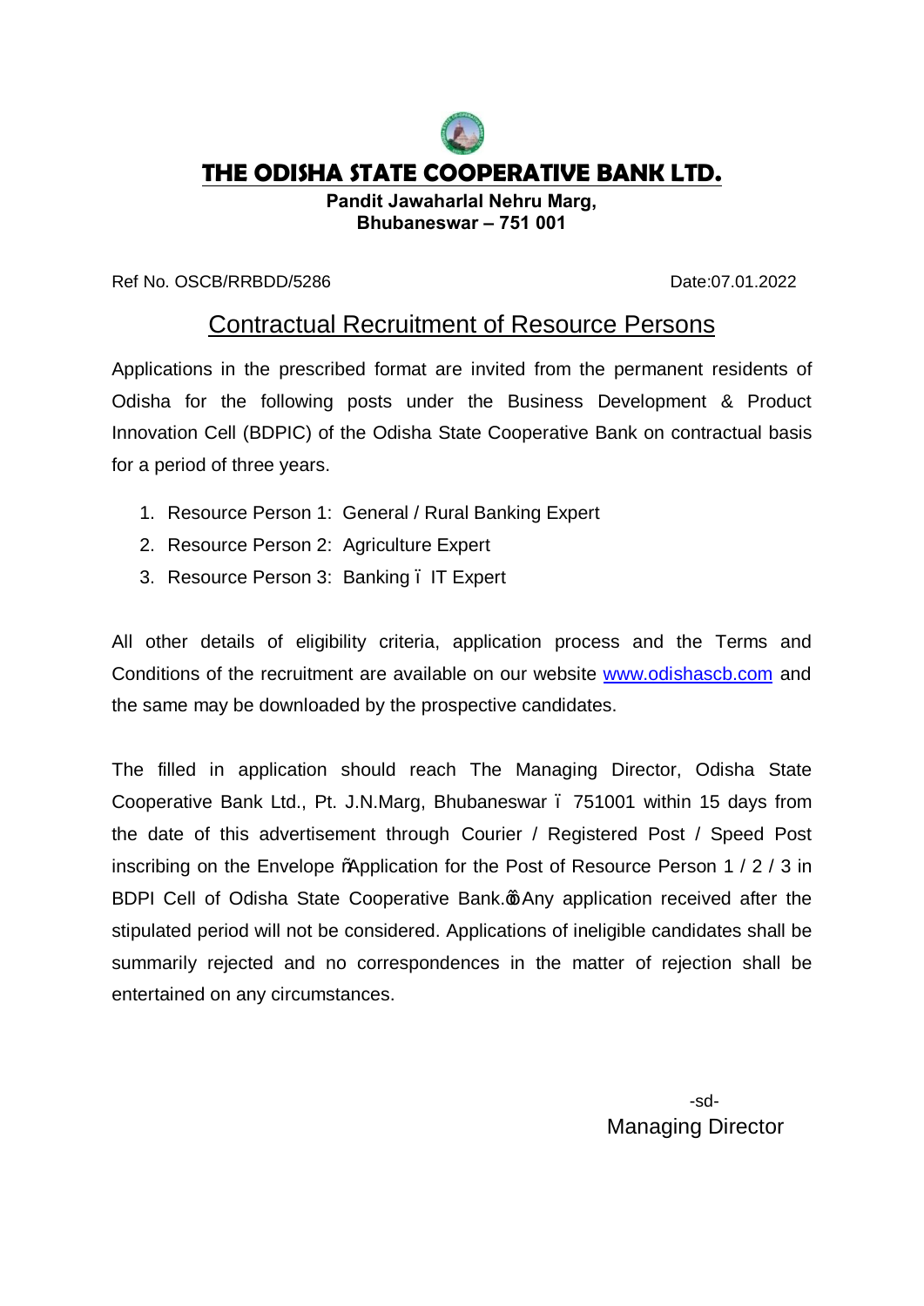# THE ODISHA STATE COOPERATIVE BANK LTD.

**Pandit Jawaharlal Nehru Marg,**
**Bhubaneswar – 751 001**

Ref No. OSCB/RRBDD/5286 Date:07.01.2022

## Contractual Recruitment of Resource Persons

Applications in the prescribed format are invited from the permanent residents of Odisha for the following posts under the Business Development & Product Innovation Cell (BDPIC) of the Odisha State Cooperative Bank on contractual basis for a period of three years.

1. Resource Person 1: General / Rural Banking Expert
2. Resource Person 2: Agriculture Expert
3. Resource Person 3: Banking – IT Expert

All other details of eligibility criteria, application process and the Terms and Conditions of the recruitment are available on our website www.odishascb.com and the same may be downloaded by the prospective candidates.

The filled in application should reach The Managing Director, Odisha State Cooperative Bank Ltd., Pt. J.N.Marg, Bhubaneswar – 751001 within 15 days from the date of this advertisement through Courier / Registered Post / Speed Post inscribing on the Envelope "Application for the Post of Resource Person 1 / 2 / 3 in BDPI Cell of Odisha State Cooperative Bank." Any application received after the stipulated period will not be considered. Applications of ineligible candidates shall be summarily rejected and no correspondences in the matter of rejection shall be entertained on any circumstances.

-sd-
Managing Director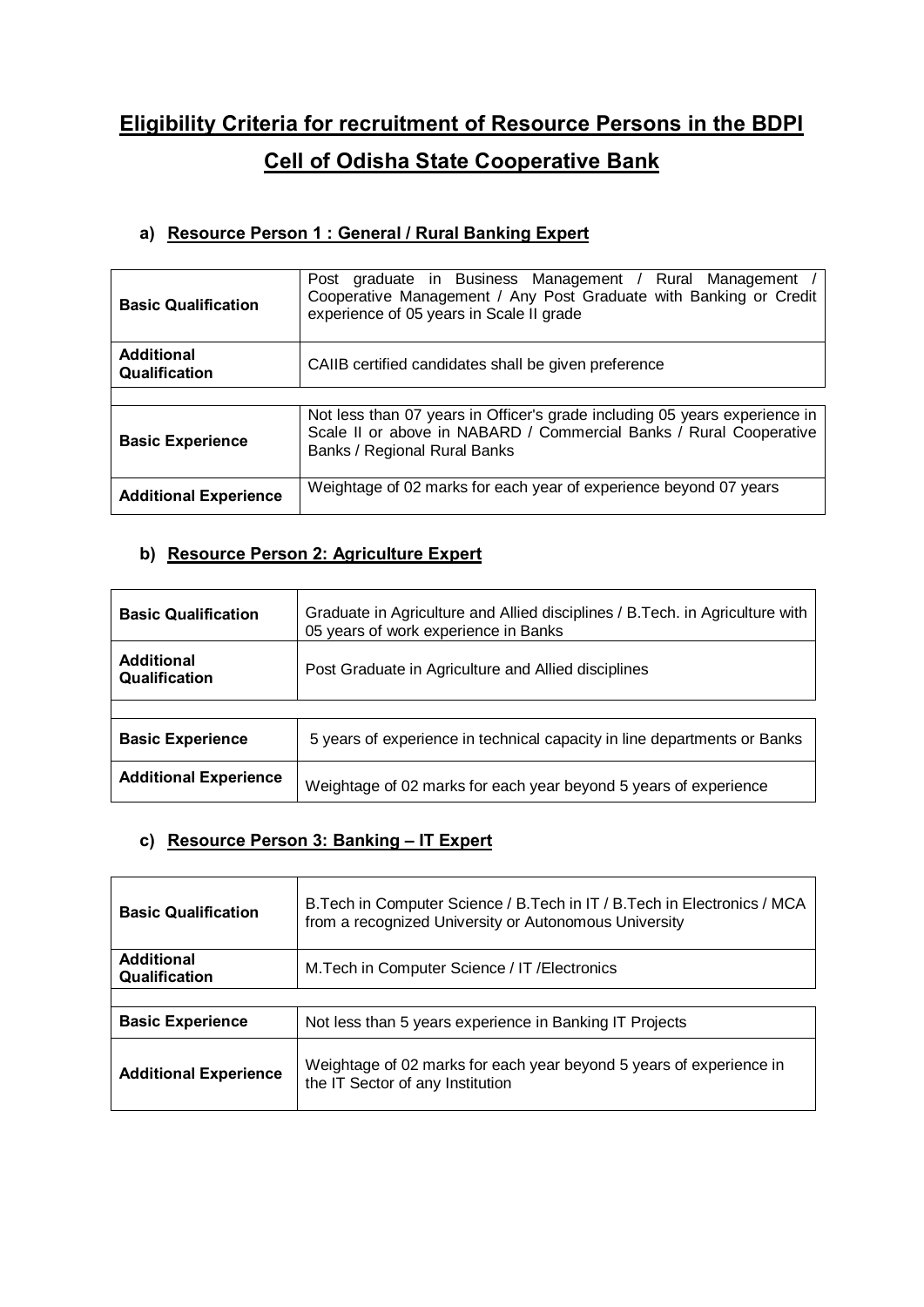# Eligibility Criteria for recruitment of Resource Persons in the BDPI Cell of Odisha State Cooperative Bank

## a) Resource Person 1 : General / Rural Banking Expert

| | |
|---|---|
| **Basic Qualification** | Post graduate in Business Management / Rural Management / Cooperative Management / Any Post Graduate with Banking or Credit experience of 05 years in Scale II grade |
| **Additional Qualification** | CAIIB certified candidates shall be given preference |

| | |
|---|---|
| **Basic Experience** | Not less than 07 years in Officer's grade including 05 years experience in Scale II or above in NABARD / Commercial Banks / Rural Cooperative Banks / Regional Rural Banks |
| **Additional Experience** | Weightage of 02 marks for each year of experience beyond 07 years |

## b) Resource Person 2: Agriculture Expert

| | |
|---|---|
| **Basic Qualification** | Graduate in Agriculture and Allied disciplines / B.Tech. in Agriculture with 05 years of work experience in Banks |
| **Additional Qualification** | Post Graduate in Agriculture and Allied disciplines |

| | |
|---|---|
| **Basic Experience** | 5 years of experience in technical capacity in line departments or Banks |
| **Additional Experience** | Weightage of 02 marks for each year beyond 5 years of experience |

## c) Resource Person 3: Banking – IT Expert

| | |
|---|---|
| **Basic Qualification** | B.Tech in Computer Science / B.Tech in IT / B.Tech in Electronics / MCA from a recognized University or Autonomous University |
| **Additional Qualification** | M.Tech in Computer Science / IT /Electronics |

| | |
|---|---|
| **Basic Experience** | Not less than 5 years experience in Banking IT Projects |
| **Additional Experience** | Weightage of 02 marks for each year beyond 5 years of experience in the IT Sector of any Institution |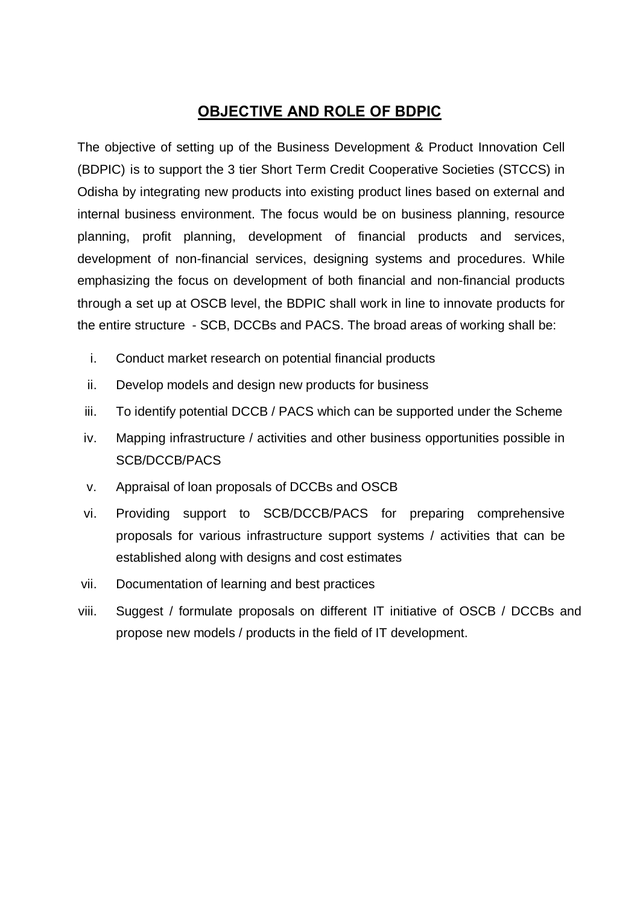## OBJECTIVE AND ROLE OF BDPIC

The objective of setting up of the Business Development & Product Innovation Cell (BDPIC) is to support the 3 tier Short Term Credit Cooperative Societies (STCCS) in Odisha by integrating new products into existing product lines based on external and internal business environment. The focus would be on business planning, resource planning, profit planning, development of financial products and services, development of non-financial services, designing systems and procedures. While emphasizing the focus on development of both financial and non-financial products through a set up at OSCB level, the BDPIC shall work in line to innovate products for the entire structure - SCB, DCCBs and PACS. The broad areas of working shall be:

i. Conduct market research on potential financial products

ii. Develop models and design new products for business

iii. To identify potential DCCB / PACS which can be supported under the Scheme

iv. Mapping infrastructure / activities and other business opportunities possible in SCB/DCCB/PACS

v. Appraisal of loan proposals of DCCBs and OSCB

vi. Providing support to SCB/DCCB/PACS for preparing comprehensive proposals for various infrastructure support systems / activities that can be established along with designs and cost estimates

vii. Documentation of learning and best practices

viii. Suggest / formulate proposals on different IT initiative of OSCB / DCCBs and propose new models / products in the field of IT development.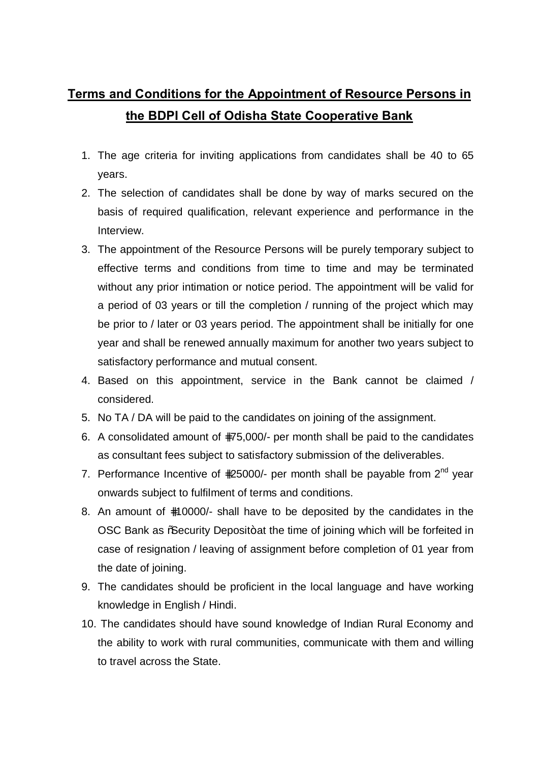## **Terms and Conditions for the Appointment of Resource Persons in the BDPI Cell of Odisha State Cooperative Bank**

1. The age criteria for inviting applications from candidates shall be 40 to 65 years.
2. The selection of candidates shall be done by way of marks secured on the basis of required qualification, relevant experience and performance in the Interview.
3. The appointment of the Resource Persons will be purely temporary subject to effective terms and conditions from time to time and may be terminated without any prior intimation or notice period. The appointment will be valid for a period of 03 years or till the completion / running of the project which may be prior to / later or 03 years period. The appointment shall be initially for one year and shall be renewed annually maximum for another two years subject to satisfactory performance and mutual consent.
4. Based on this appointment, service in the Bank cannot be claimed / considered.
5. No TA / DA will be paid to the candidates on joining of the assignment.
6. A consolidated amount of ₹75,000/- per month shall be paid to the candidates as consultant fees subject to satisfactory submission of the deliverables.
7. Performance Incentive of ₹25000/- per month shall be payable from 2nd year onwards subject to fulfilment of terms and conditions.
8. An amount of ₹10000/- shall have to be deposited by the candidates in the OSC Bank as "Security Deposit" at the time of joining which will be forfeited in case of resignation / leaving of assignment before completion of 01 year from the date of joining.
9. The candidates should be proficient in the local language and have working knowledge in English / Hindi.
10. The candidates should have sound knowledge of Indian Rural Economy and the ability to work with rural communities, communicate with them and willing to travel across the State.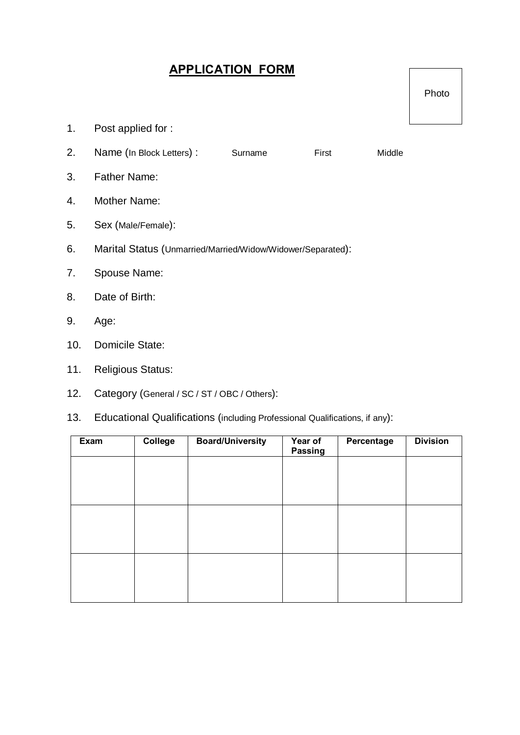# APPLICATION FORM

Photo

1. Post applied for :
2. Name (In Block Letters) : Surname First Middle
3. Father Name:
4. Mother Name:
5. Sex (Male/Female):
6. Marital Status (Unmarried/Married/Widow/Widower/Separated):
7. Spouse Name:
8. Date of Birth:
9. Age:
10. Domicile State:
11. Religious Status:
12. Category (General / SC / ST / OBC / Others):
13. Educational Qualifications (including Professional Qualifications, if any):

| Exam | College | Board/University | Year of Passing | Percentage | Division |
|---|---|---|---|---|---|
| | | | | | |
| | | | | | |
| | | | | | |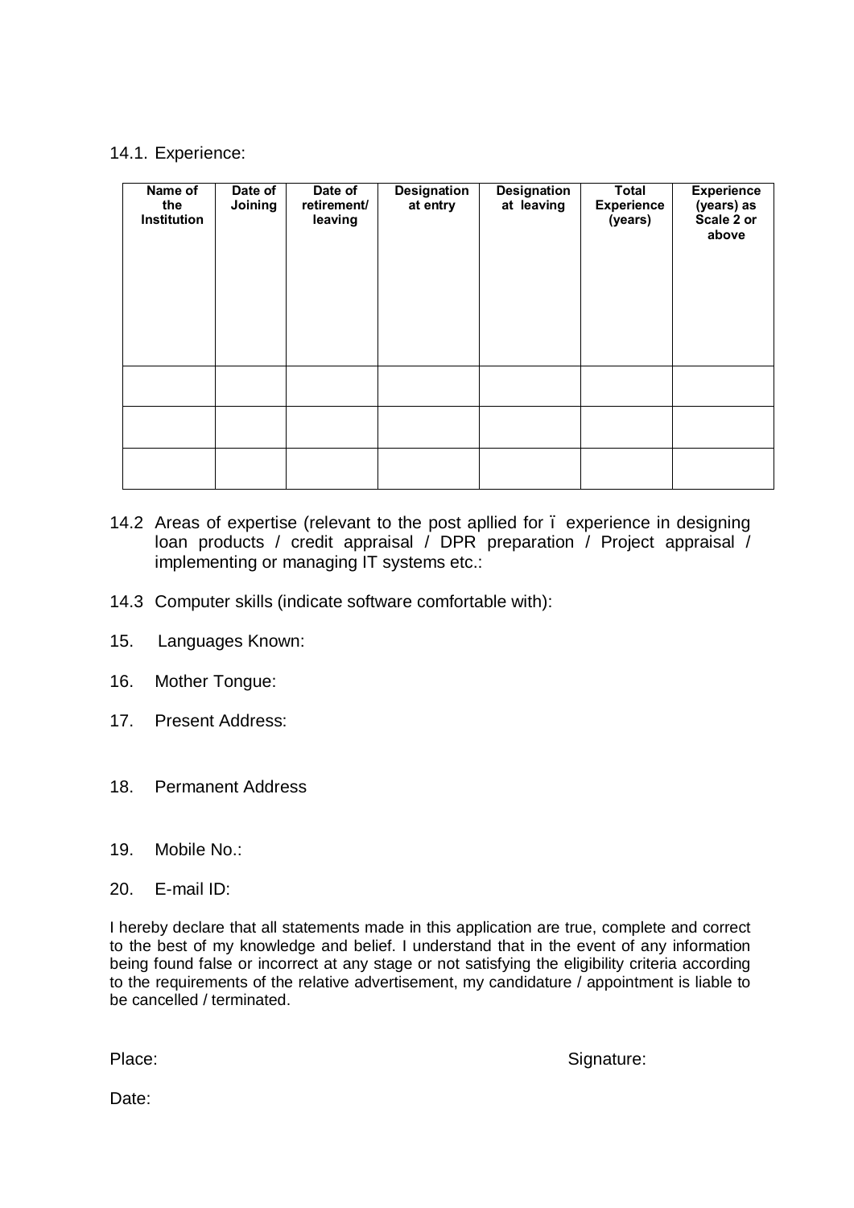14.1. Experience:

| Name of the Institution | Date of Joining | Date of retirement/ leaving | Designation at entry | Designation at leaving | Total Experience (years) | Experience (years) as Scale 2 or above |
|---|---|---|---|---|---|---|
| | | | | | | |
| | | | | | | |
| | | | | | | |

14.2 Areas of expertise (relevant to the post apllied for ï experience in designing loan products / credit appraisal / DPR preparation / Project appraisal / implementing or managing IT systems etc.:

14.3 Computer skills (indicate software comfortable with):

15. Languages Known:

16. Mother Tongue:

17. Present Address:

18. Permanent Address

19. Mobile No.:

20. E-mail ID:

I hereby declare that all statements made in this application are true, complete and correct to the best of my knowledge and belief. I understand that in the event of any information being found false or incorrect at any stage or not satisfying the eligibility criteria according to the requirements of the relative advertisement, my candidature / appointment is liable to be cancelled / terminated.

Place: Signature:

Date: